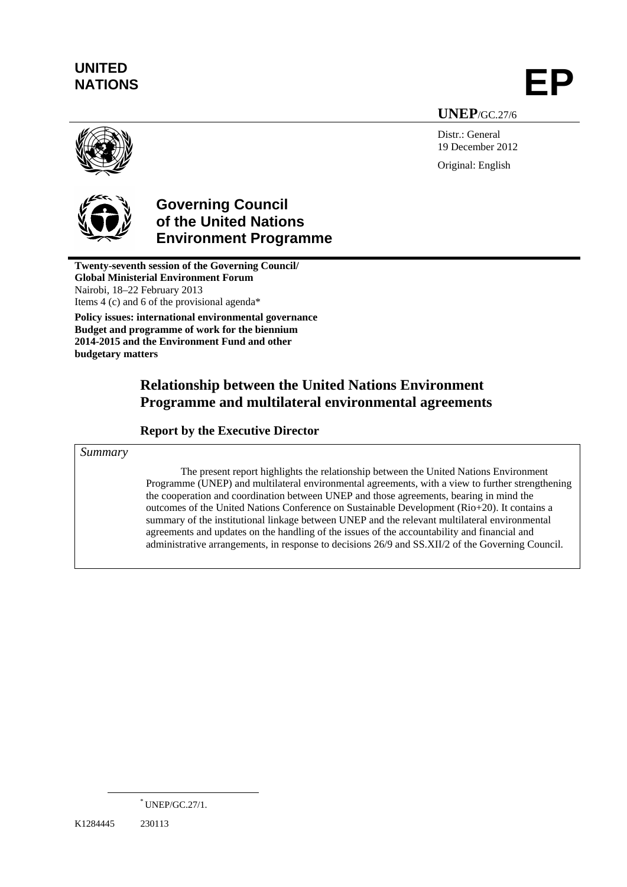**UNITED NATIONS**

# EP

**UNEP**/GC.27/6

Distr.: General
19 December 2012

Original: English

## Governing Council of the United Nations Environment Programme

**Twenty-seventh session of the Governing Council/ Global Ministerial Environment Forum**
Nairobi, 18–22 February 2013
Items 4 (c) and 6 of the provisional agenda*

**Policy issues: international environmental governance**
**Budget and programme of work for the biennium 2014-2015 and the Environment Fund and other budgetary matters**

# Relationship between the United Nations Environment Programme and multilateral environmental agreements

## Report by the Executive Director

*Summary*

The present report highlights the relationship between the United Nations Environment Programme (UNEP) and multilateral environmental agreements, with a view to further strengthening the cooperation and coordination between UNEP and those agreements, bearing in mind the outcomes of the United Nations Conference on Sustainable Development (Rio+20). It contains a summary of the institutional linkage between UNEP and the relevant multilateral environmental agreements and updates on the handling of the issues of the accountability and financial and administrative arrangements, in response to decisions 26/9 and SS.XII/2 of the Governing Council.

\* UNEP/GC.27/1.

K1284445 230113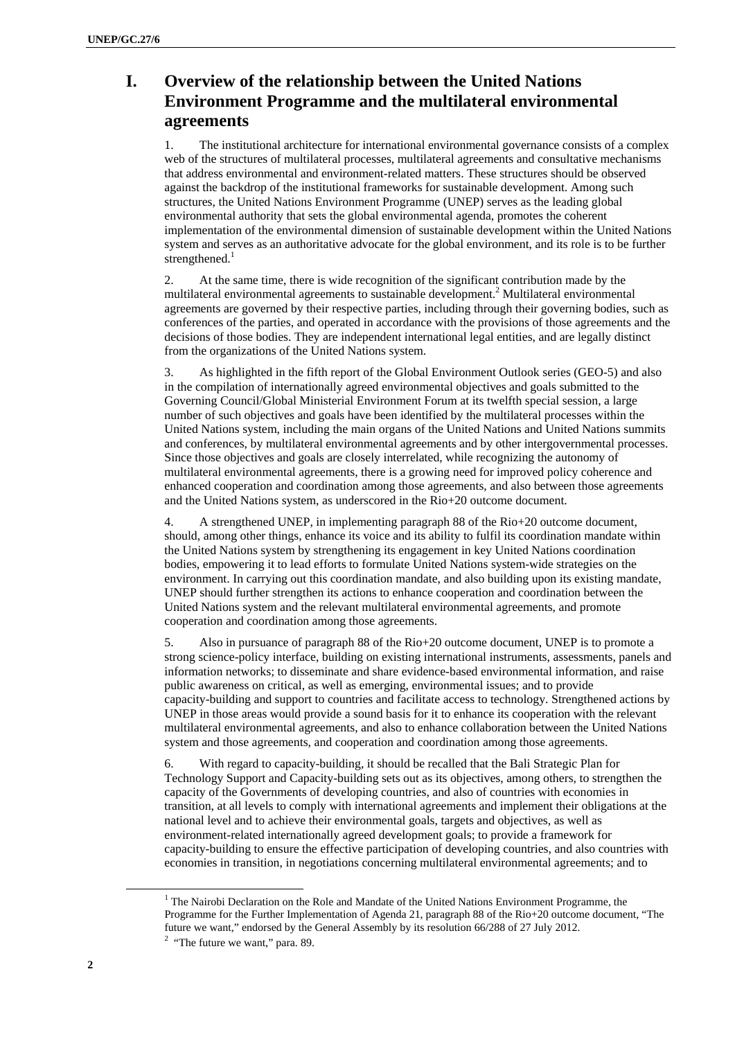# I. Overview of the relationship between the United Nations Environment Programme and the multilateral environmental agreements

1. The institutional architecture for international environmental governance consists of a complex web of the structures of multilateral processes, multilateral agreements and consultative mechanisms that address environmental and environment-related matters. These structures should be observed against the backdrop of the institutional frameworks for sustainable development. Among such structures, the United Nations Environment Programme (UNEP) serves as the leading global environmental authority that sets the global environmental agenda, promotes the coherent implementation of the environmental dimension of sustainable development within the United Nations system and serves as an authoritative advocate for the global environment, and its role is to be further strengthened.[1]

2. At the same time, there is wide recognition of the significant contribution made by the multilateral environmental agreements to sustainable development.[2] Multilateral environmental agreements are governed by their respective parties, including through their governing bodies, such as conferences of the parties, and operated in accordance with the provisions of those agreements and the decisions of those bodies. They are independent international legal entities, and are legally distinct from the organizations of the United Nations system.

3. As highlighted in the fifth report of the Global Environment Outlook series (GEO-5) and also in the compilation of internationally agreed environmental objectives and goals submitted to the Governing Council/Global Ministerial Environment Forum at its twelfth special session, a large number of such objectives and goals have been identified by the multilateral processes within the United Nations system, including the main organs of the United Nations and United Nations summits and conferences, by multilateral environmental agreements and by other intergovernmental processes. Since those objectives and goals are closely interrelated, while recognizing the autonomy of multilateral environmental agreements, there is a growing need for improved policy coherence and enhanced cooperation and coordination among those agreements, and also between those agreements and the United Nations system, as underscored in the Rio+20 outcome document.

4. A strengthened UNEP, in implementing paragraph 88 of the Rio+20 outcome document, should, among other things, enhance its voice and its ability to fulfil its coordination mandate within the United Nations system by strengthening its engagement in key United Nations coordination bodies, empowering it to lead efforts to formulate United Nations system-wide strategies on the environment. In carrying out this coordination mandate, and also building upon its existing mandate, UNEP should further strengthen its actions to enhance cooperation and coordination between the United Nations system and the relevant multilateral environmental agreements, and promote cooperation and coordination among those agreements.

5. Also in pursuance of paragraph 88 of the Rio+20 outcome document, UNEP is to promote a strong science-policy interface, building on existing international instruments, assessments, panels and information networks; to disseminate and share evidence-based environmental information, and raise public awareness on critical, as well as emerging, environmental issues; and to provide capacity-building and support to countries and facilitate access to technology. Strengthened actions by UNEP in those areas would provide a sound basis for it to enhance its cooperation with the relevant multilateral environmental agreements, and also to enhance collaboration between the United Nations system and those agreements, and cooperation and coordination among those agreements.

6. With regard to capacity-building, it should be recalled that the Bali Strategic Plan for Technology Support and Capacity-building sets out as its objectives, among others, to strengthen the capacity of the Governments of developing countries, and also of countries with economies in transition, at all levels to comply with international agreements and implement their obligations at the national level and to achieve their environmental goals, targets and objectives, as well as environment-related internationally agreed development goals; to provide a framework for capacity-building to ensure the effective participation of developing countries, and also countries with economies in transition, in negotiations concerning multilateral environmental agreements; and to

---

[1] The Nairobi Declaration on the Role and Mandate of the United Nations Environment Programme, the Programme for the Further Implementation of Agenda 21, paragraph 88 of the Rio+20 outcome document, "The future we want," endorsed by the General Assembly by its resolution 66/288 of 27 July 2012.

[2] "The future we want," para. 89.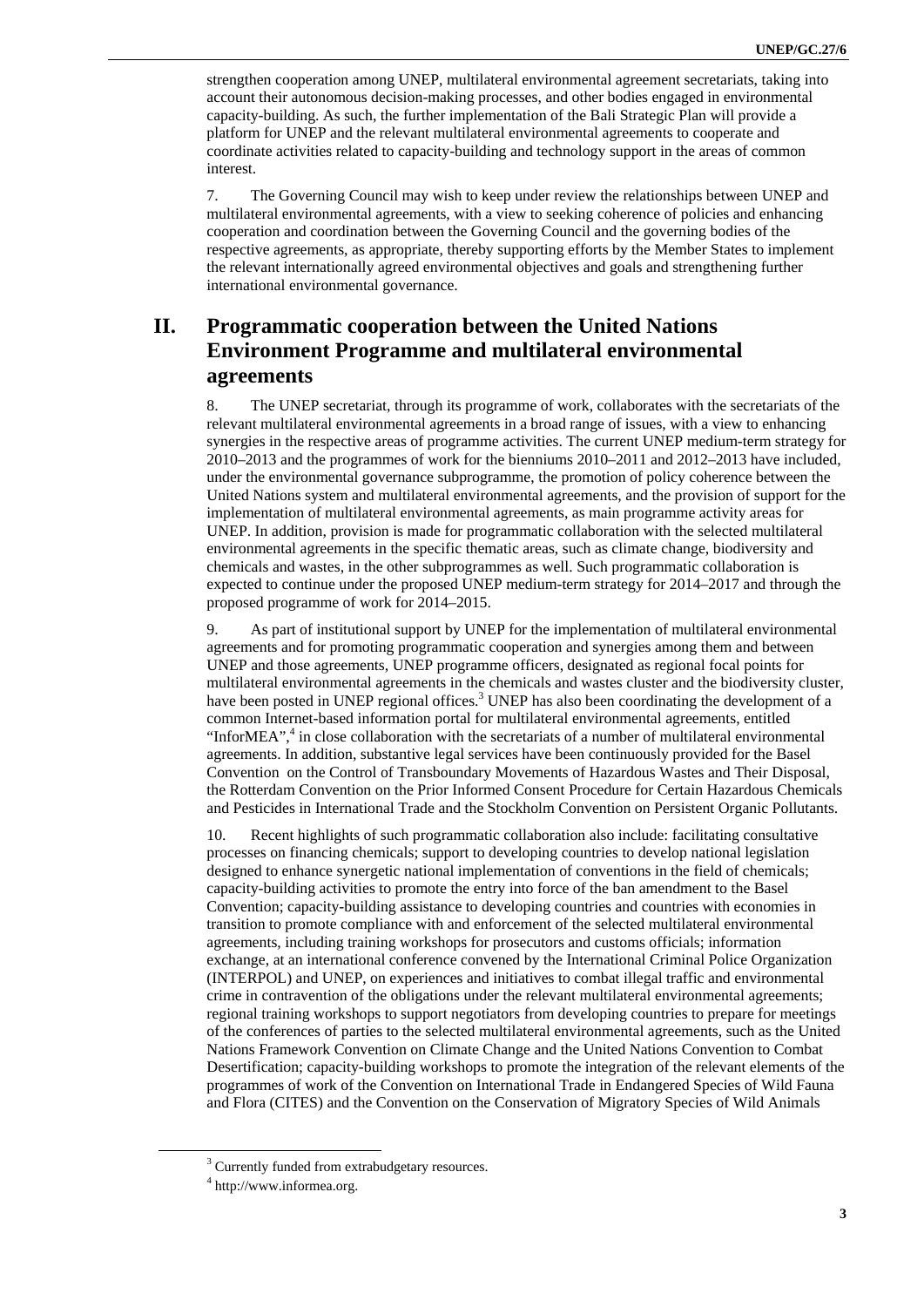strengthen cooperation among UNEP, multilateral environmental agreement secretariats, taking into account their autonomous decision-making processes, and other bodies engaged in environmental capacity-building. As such, the further implementation of the Bali Strategic Plan will provide a platform for UNEP and the relevant multilateral environmental agreements to cooperate and coordinate activities related to capacity-building and technology support in the areas of common interest.

7. The Governing Council may wish to keep under review the relationships between UNEP and multilateral environmental agreements, with a view to seeking coherence of policies and enhancing cooperation and coordination between the Governing Council and the governing bodies of the respective agreements, as appropriate, thereby supporting efforts by the Member States to implement the relevant internationally agreed environmental objectives and goals and strengthening further international environmental governance.

## II. Programmatic cooperation between the United Nations Environment Programme and multilateral environmental agreements

8. The UNEP secretariat, through its programme of work, collaborates with the secretariats of the relevant multilateral environmental agreements in a broad range of issues, with a view to enhancing synergies in the respective areas of programme activities. The current UNEP medium-term strategy for 2010–2013 and the programmes of work for the bienniums 2010–2011 and 2012–2013 have included, under the environmental governance subprogramme, the promotion of policy coherence between the United Nations system and multilateral environmental agreements, and the provision of support for the implementation of multilateral environmental agreements, as main programme activity areas for UNEP. In addition, provision is made for programmatic collaboration with the selected multilateral environmental agreements in the specific thematic areas, such as climate change, biodiversity and chemicals and wastes, in the other subprogrammes as well. Such programmatic collaboration is expected to continue under the proposed UNEP medium-term strategy for 2014–2017 and through the proposed programme of work for 2014–2015.

9. As part of institutional support by UNEP for the implementation of multilateral environmental agreements and for promoting programmatic cooperation and synergies among them and between UNEP and those agreements, UNEP programme officers, designated as regional focal points for multilateral environmental agreements in the chemicals and wastes cluster and the biodiversity cluster, have been posted in UNEP regional offices.[3] UNEP has also been coordinating the development of a common Internet-based information portal for multilateral environmental agreements, entitled "InforMEA",[4] in close collaboration with the secretariats of a number of multilateral environmental agreements. In addition, substantive legal services have been continuously provided for the Basel Convention on the Control of Transboundary Movements of Hazardous Wastes and Their Disposal, the Rotterdam Convention on the Prior Informed Consent Procedure for Certain Hazardous Chemicals and Pesticides in International Trade and the Stockholm Convention on Persistent Organic Pollutants.

10. Recent highlights of such programmatic collaboration also include: facilitating consultative processes on financing chemicals; support to developing countries to develop national legislation designed to enhance synergetic national implementation of conventions in the field of chemicals; capacity-building activities to promote the entry into force of the ban amendment to the Basel Convention; capacity-building assistance to developing countries and countries with economies in transition to promote compliance with and enforcement of the selected multilateral environmental agreements, including training workshops for prosecutors and customs officials; information exchange, at an international conference convened by the International Criminal Police Organization (INTERPOL) and UNEP, on experiences and initiatives to combat illegal traffic and environmental crime in contravention of the obligations under the relevant multilateral environmental agreements; regional training workshops to support negotiators from developing countries to prepare for meetings of the conferences of parties to the selected multilateral environmental agreements, such as the United Nations Framework Convention on Climate Change and the United Nations Convention to Combat Desertification; capacity-building workshops to promote the integration of the relevant elements of the programmes of work of the Convention on International Trade in Endangered Species of Wild Fauna and Flora (CITES) and the Convention on the Conservation of Migratory Species of Wild Animals

[3] Currently funded from extrabudgetary resources.

[4] http://www.informea.org.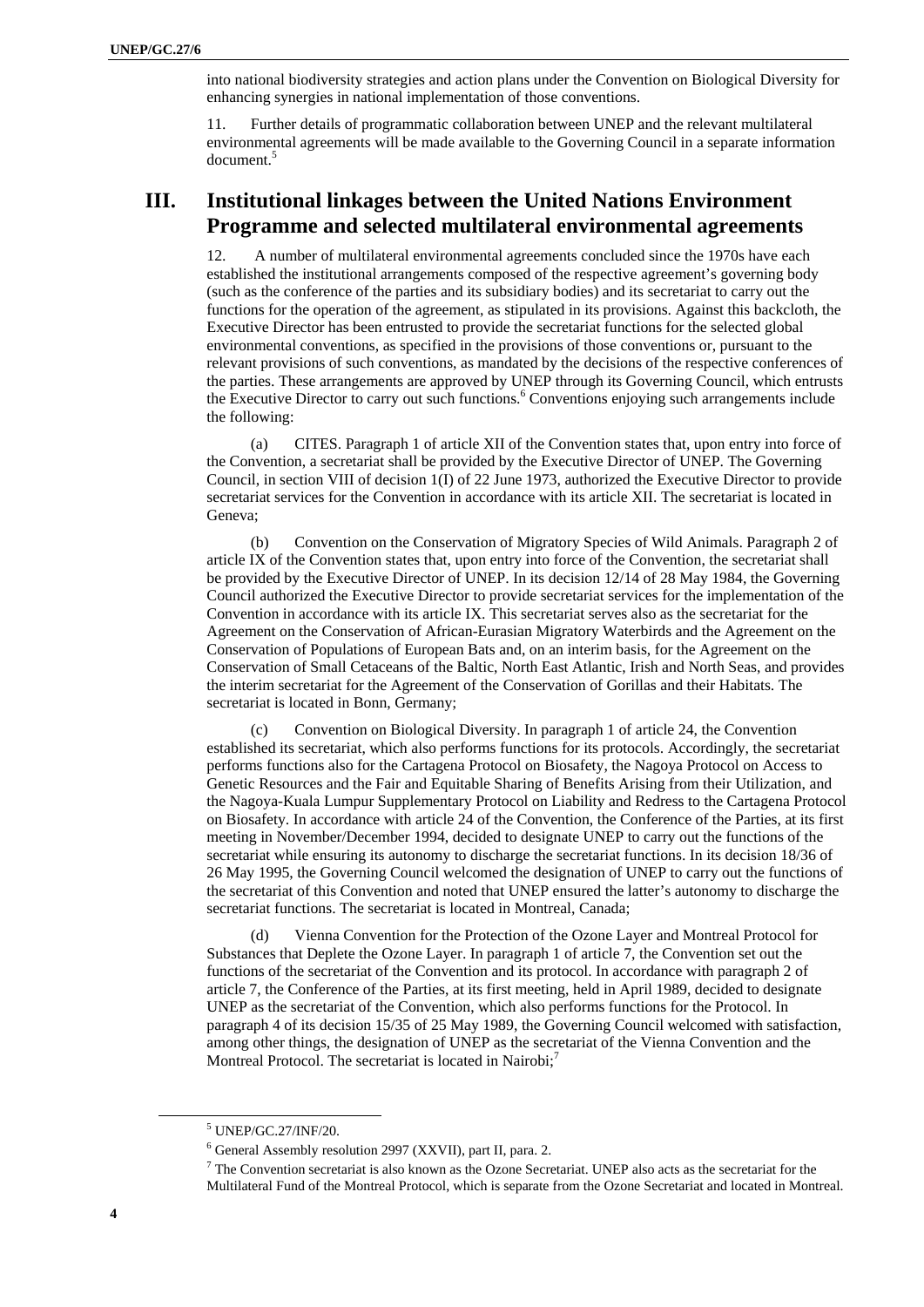into national biodiversity strategies and action plans under the Convention on Biological Diversity for enhancing synergies in national implementation of those conventions.

11. Further details of programmatic collaboration between UNEP and the relevant multilateral environmental agreements will be made available to the Governing Council in a separate information document.[5]

# III. Institutional linkages between the United Nations Environment Programme and selected multilateral environmental agreements

12. A number of multilateral environmental agreements concluded since the 1970s have each established the institutional arrangements composed of the respective agreement's governing body (such as the conference of the parties and its subsidiary bodies) and its secretariat to carry out the functions for the operation of the agreement, as stipulated in its provisions. Against this backcloth, the Executive Director has been entrusted to provide the secretariat functions for the selected global environmental conventions, as specified in the provisions of those conventions or, pursuant to the relevant provisions of such conventions, as mandated by the decisions of the respective conferences of the parties. These arrangements are approved by UNEP through its Governing Council, which entrusts the Executive Director to carry out such functions.[6] Conventions enjoying such arrangements include the following:

(a) CITES. Paragraph 1 of article XII of the Convention states that, upon entry into force of the Convention, a secretariat shall be provided by the Executive Director of UNEP. The Governing Council, in section VIII of decision 1(I) of 22 June 1973, authorized the Executive Director to provide secretariat services for the Convention in accordance with its article XII. The secretariat is located in Geneva;

(b) Convention on the Conservation of Migratory Species of Wild Animals. Paragraph 2 of article IX of the Convention states that, upon entry into force of the Convention, the secretariat shall be provided by the Executive Director of UNEP. In its decision 12/14 of 28 May 1984, the Governing Council authorized the Executive Director to provide secretariat services for the implementation of the Convention in accordance with its article IX. This secretariat serves also as the secretariat for the Agreement on the Conservation of African-Eurasian Migratory Waterbirds and the Agreement on the Conservation of Populations of European Bats and, on an interim basis, for the Agreement on the Conservation of Small Cetaceans of the Baltic, North East Atlantic, Irish and North Seas, and provides the interim secretariat for the Agreement of the Conservation of Gorillas and their Habitats. The secretariat is located in Bonn, Germany;

(c) Convention on Biological Diversity. In paragraph 1 of article 24, the Convention established its secretariat, which also performs functions for its protocols. Accordingly, the secretariat performs functions also for the Cartagena Protocol on Biosafety, the Nagoya Protocol on Access to Genetic Resources and the Fair and Equitable Sharing of Benefits Arising from their Utilization, and the Nagoya-Kuala Lumpur Supplementary Protocol on Liability and Redress to the Cartagena Protocol on Biosafety. In accordance with article 24 of the Convention, the Conference of the Parties, at its first meeting in November/December 1994, decided to designate UNEP to carry out the functions of the secretariat while ensuring its autonomy to discharge the secretariat functions. In its decision 18/36 of 26 May 1995, the Governing Council welcomed the designation of UNEP to carry out the functions of the secretariat of this Convention and noted that UNEP ensured the latter's autonomy to discharge the secretariat functions. The secretariat is located in Montreal, Canada;

(d) Vienna Convention for the Protection of the Ozone Layer and Montreal Protocol for Substances that Deplete the Ozone Layer. In paragraph 1 of article 7, the Convention set out the functions of the secretariat of the Convention and its protocol. In accordance with paragraph 2 of article 7, the Conference of the Parties, at its first meeting, held in April 1989, decided to designate UNEP as the secretariat of the Convention, which also performs functions for the Protocol. In paragraph 4 of its decision 15/35 of 25 May 1989, the Governing Council welcomed with satisfaction, among other things, the designation of UNEP as the secretariat of the Vienna Convention and the Montreal Protocol. The secretariat is located in Nairobi;[7]

---

[5] UNEP/GC.27/INF/20.

[6] General Assembly resolution 2997 (XXVII), part II, para. 2.

[7] The Convention secretariat is also known as the Ozone Secretariat. UNEP also acts as the secretariat for the Multilateral Fund of the Montreal Protocol, which is separate from the Ozone Secretariat and located in Montreal.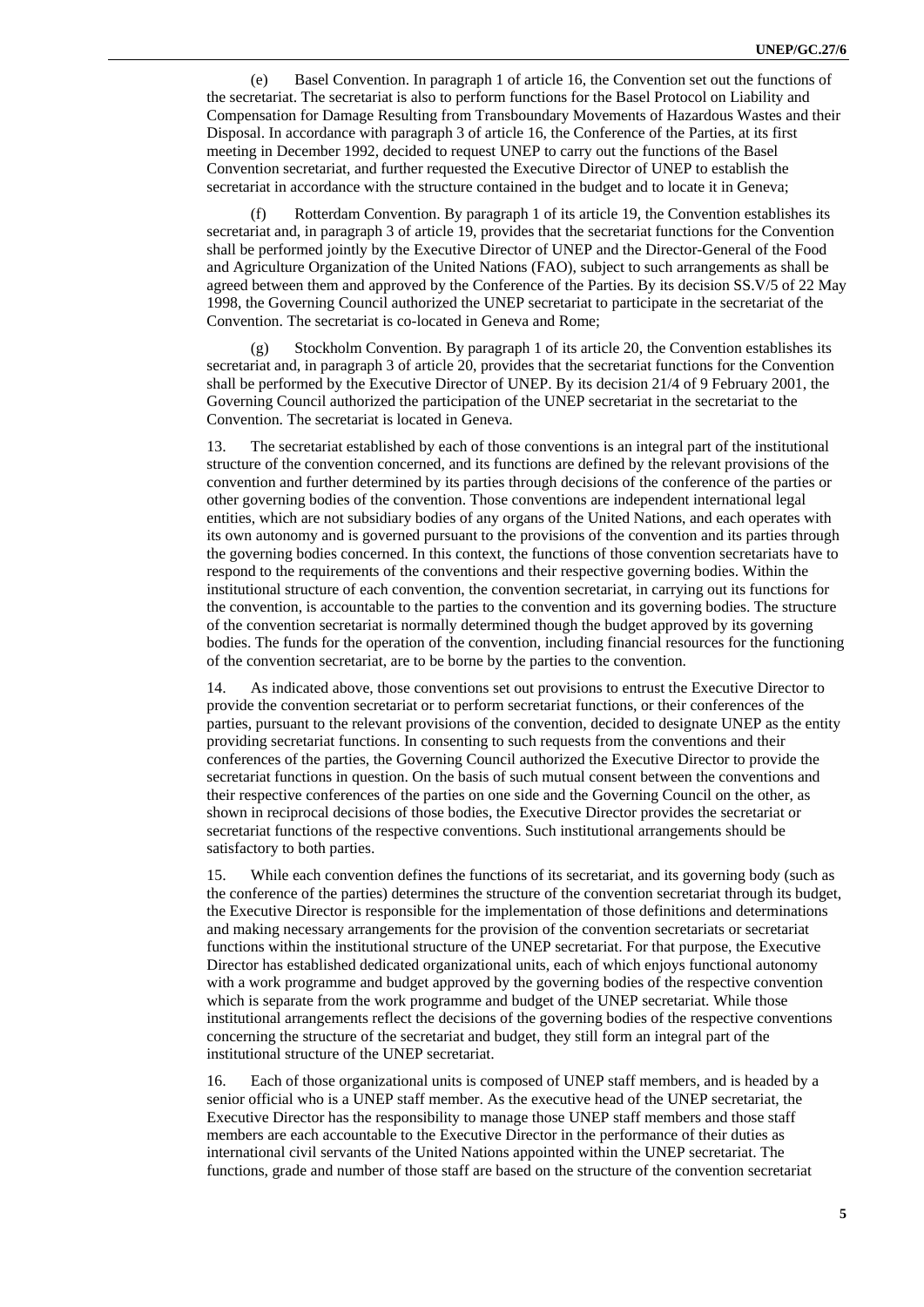(e) Basel Convention. In paragraph 1 of article 16, the Convention set out the functions of the secretariat. The secretariat is also to perform functions for the Basel Protocol on Liability and Compensation for Damage Resulting from Transboundary Movements of Hazardous Wastes and their Disposal. In accordance with paragraph 3 of article 16, the Conference of the Parties, at its first meeting in December 1992, decided to request UNEP to carry out the functions of the Basel Convention secretariat, and further requested the Executive Director of UNEP to establish the secretariat in accordance with the structure contained in the budget and to locate it in Geneva;

(f) Rotterdam Convention. By paragraph 1 of its article 19, the Convention establishes its secretariat and, in paragraph 3 of article 19, provides that the secretariat functions for the Convention shall be performed jointly by the Executive Director of UNEP and the Director-General of the Food and Agriculture Organization of the United Nations (FAO), subject to such arrangements as shall be agreed between them and approved by the Conference of the Parties. By its decision SS.V/5 of 22 May 1998, the Governing Council authorized the UNEP secretariat to participate in the secretariat of the Convention. The secretariat is co-located in Geneva and Rome;

(g) Stockholm Convention. By paragraph 1 of its article 20, the Convention establishes its secretariat and, in paragraph 3 of article 20, provides that the secretariat functions for the Convention shall be performed by the Executive Director of UNEP. By its decision 21/4 of 9 February 2001, the Governing Council authorized the participation of the UNEP secretariat in the secretariat to the Convention. The secretariat is located in Geneva.

13. The secretariat established by each of those conventions is an integral part of the institutional structure of the convention concerned, and its functions are defined by the relevant provisions of the convention and further determined by its parties through decisions of the conference of the parties or other governing bodies of the convention. Those conventions are independent international legal entities, which are not subsidiary bodies of any organs of the United Nations, and each operates with its own autonomy and is governed pursuant to the provisions of the convention and its parties through the governing bodies concerned. In this context, the functions of those convention secretariats have to respond to the requirements of the conventions and their respective governing bodies. Within the institutional structure of each convention, the convention secretariat, in carrying out its functions for the convention, is accountable to the parties to the convention and its governing bodies. The structure of the convention secretariat is normally determined though the budget approved by its governing bodies. The funds for the operation of the convention, including financial resources for the functioning of the convention secretariat, are to be borne by the parties to the convention.

14. As indicated above, those conventions set out provisions to entrust the Executive Director to provide the convention secretariat or to perform secretariat functions, or their conferences of the parties, pursuant to the relevant provisions of the convention, decided to designate UNEP as the entity providing secretariat functions. In consenting to such requests from the conventions and their conferences of the parties, the Governing Council authorized the Executive Director to provide the secretariat functions in question. On the basis of such mutual consent between the conventions and their respective conferences of the parties on one side and the Governing Council on the other, as shown in reciprocal decisions of those bodies, the Executive Director provides the secretariat or secretariat functions of the respective conventions. Such institutional arrangements should be satisfactory to both parties.

15. While each convention defines the functions of its secretariat, and its governing body (such as the conference of the parties) determines the structure of the convention secretariat through its budget, the Executive Director is responsible for the implementation of those definitions and determinations and making necessary arrangements for the provision of the convention secretariats or secretariat functions within the institutional structure of the UNEP secretariat. For that purpose, the Executive Director has established dedicated organizational units, each of which enjoys functional autonomy with a work programme and budget approved by the governing bodies of the respective convention which is separate from the work programme and budget of the UNEP secretariat. While those institutional arrangements reflect the decisions of the governing bodies of the respective conventions concerning the structure of the secretariat and budget, they still form an integral part of the institutional structure of the UNEP secretariat.

16. Each of those organizational units is composed of UNEP staff members, and is headed by a senior official who is a UNEP staff member. As the executive head of the UNEP secretariat, the Executive Director has the responsibility to manage those UNEP staff members and those staff members are each accountable to the Executive Director in the performance of their duties as international civil servants of the United Nations appointed within the UNEP secretariat. The functions, grade and number of those staff are based on the structure of the convention secretariat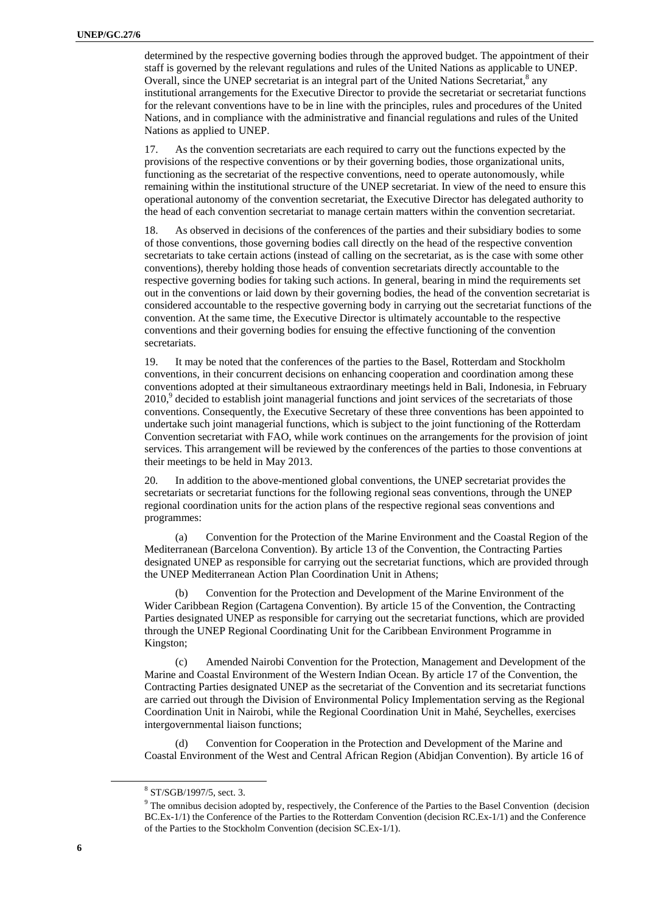determined by the respective governing bodies through the approved budget. The appointment of their staff is governed by the relevant regulations and rules of the United Nations as applicable to UNEP. Overall, since the UNEP secretariat is an integral part of the United Nations Secretariat,[8] any institutional arrangements for the Executive Director to provide the secretariat or secretariat functions for the relevant conventions have to be in line with the principles, rules and procedures of the United Nations, and in compliance with the administrative and financial regulations and rules of the United Nations as applied to UNEP.

17. As the convention secretariats are each required to carry out the functions expected by the provisions of the respective conventions or by their governing bodies, those organizational units, functioning as the secretariat of the respective conventions, need to operate autonomously, while remaining within the institutional structure of the UNEP secretariat. In view of the need to ensure this operational autonomy of the convention secretariat, the Executive Director has delegated authority to the head of each convention secretariat to manage certain matters within the convention secretariat.

18. As observed in decisions of the conferences of the parties and their subsidiary bodies to some of those conventions, those governing bodies call directly on the head of the respective convention secretariats to take certain actions (instead of calling on the secretariat, as is the case with some other conventions), thereby holding those heads of convention secretariats directly accountable to the respective governing bodies for taking such actions. In general, bearing in mind the requirements set out in the conventions or laid down by their governing bodies, the head of the convention secretariat is considered accountable to the respective governing body in carrying out the secretariat functions of the convention. At the same time, the Executive Director is ultimately accountable to the respective conventions and their governing bodies for ensuing the effective functioning of the convention secretariats.

19. It may be noted that the conferences of the parties to the Basel, Rotterdam and Stockholm conventions, in their concurrent decisions on enhancing cooperation and coordination among these conventions adopted at their simultaneous extraordinary meetings held in Bali, Indonesia, in February 2010,[9] decided to establish joint managerial functions and joint services of the secretariats of those conventions. Consequently, the Executive Secretary of these three conventions has been appointed to undertake such joint managerial functions, which is subject to the joint functioning of the Rotterdam Convention secretariat with FAO, while work continues on the arrangements for the provision of joint services. This arrangement will be reviewed by the conferences of the parties to those conventions at their meetings to be held in May 2013.

20. In addition to the above-mentioned global conventions, the UNEP secretariat provides the secretariats or secretariat functions for the following regional seas conventions, through the UNEP regional coordination units for the action plans of the respective regional seas conventions and programmes:

(a) Convention for the Protection of the Marine Environment and the Coastal Region of the Mediterranean (Barcelona Convention). By article 13 of the Convention, the Contracting Parties designated UNEP as responsible for carrying out the secretariat functions, which are provided through the UNEP Mediterranean Action Plan Coordination Unit in Athens;

(b) Convention for the Protection and Development of the Marine Environment of the Wider Caribbean Region (Cartagena Convention). By article 15 of the Convention, the Contracting Parties designated UNEP as responsible for carrying out the secretariat functions, which are provided through the UNEP Regional Coordinating Unit for the Caribbean Environment Programme in Kingston;

(c) Amended Nairobi Convention for the Protection, Management and Development of the Marine and Coastal Environment of the Western Indian Ocean. By article 17 of the Convention, the Contracting Parties designated UNEP as the secretariat of the Convention and its secretariat functions are carried out through the Division of Environmental Policy Implementation serving as the Regional Coordination Unit in Nairobi, while the Regional Coordination Unit in Mahé, Seychelles, exercises intergovernmental liaison functions;

(d) Convention for Cooperation in the Protection and Development of the Marine and Coastal Environment of the West and Central African Region (Abidjan Convention). By article 16 of

[8] ST/SGB/1997/5, sect. 3.

[9] The omnibus decision adopted by, respectively, the Conference of the Parties to the Basel Convention (decision BC.Ex-1/1) the Conference of the Parties to the Rotterdam Convention (decision RC.Ex-1/1) and the Conference of the Parties to the Stockholm Convention (decision SC.Ex-1/1).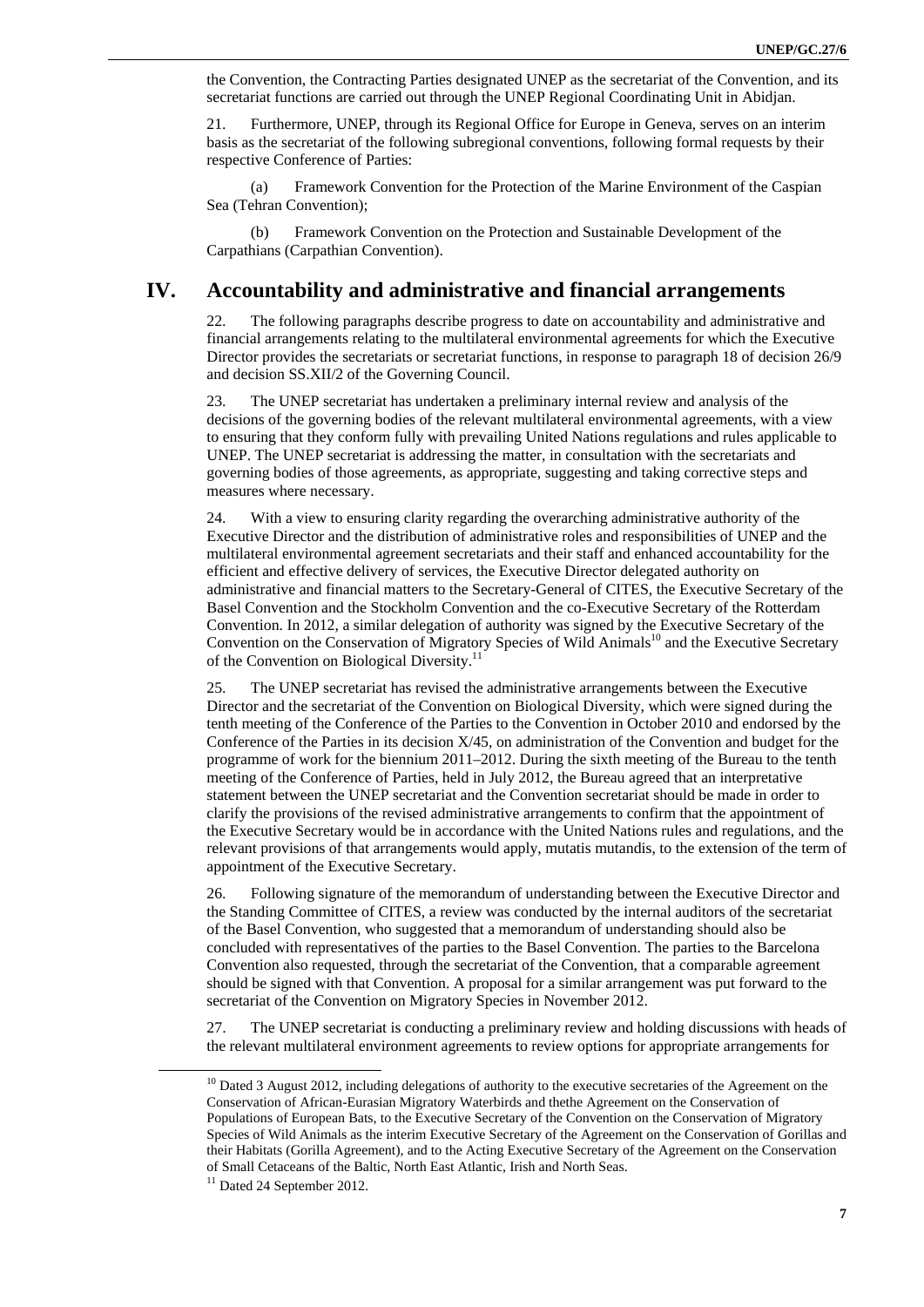the Convention, the Contracting Parties designated UNEP as the secretariat of the Convention, and its secretariat functions are carried out through the UNEP Regional Coordinating Unit in Abidjan.

21. Furthermore, UNEP, through its Regional Office for Europe in Geneva, serves on an interim basis as the secretariat of the following subregional conventions, following formal requests by their respective Conference of Parties:

(a) Framework Convention for the Protection of the Marine Environment of the Caspian Sea (Tehran Convention);

(b) Framework Convention on the Protection and Sustainable Development of the Carpathians (Carpathian Convention).

# IV. Accountability and administrative and financial arrangements

22. The following paragraphs describe progress to date on accountability and administrative and financial arrangements relating to the multilateral environmental agreements for which the Executive Director provides the secretariats or secretariat functions, in response to paragraph 18 of decision 26/9 and decision SS.XII/2 of the Governing Council.

23. The UNEP secretariat has undertaken a preliminary internal review and analysis of the decisions of the governing bodies of the relevant multilateral environmental agreements, with a view to ensuring that they conform fully with prevailing United Nations regulations and rules applicable to UNEP. The UNEP secretariat is addressing the matter, in consultation with the secretariats and governing bodies of those agreements, as appropriate, suggesting and taking corrective steps and measures where necessary.

24. With a view to ensuring clarity regarding the overarching administrative authority of the Executive Director and the distribution of administrative roles and responsibilities of UNEP and the multilateral environmental agreement secretariats and their staff and enhanced accountability for the efficient and effective delivery of services, the Executive Director delegated authority on administrative and financial matters to the Secretary-General of CITES, the Executive Secretary of the Basel Convention and the Stockholm Convention and the co-Executive Secretary of the Rotterdam Convention. In 2012, a similar delegation of authority was signed by the Executive Secretary of the Convention on the Conservation of Migratory Species of Wild Animals[10] and the Executive Secretary of the Convention on Biological Diversity.[11]

25. The UNEP secretariat has revised the administrative arrangements between the Executive Director and the secretariat of the Convention on Biological Diversity, which were signed during the tenth meeting of the Conference of the Parties to the Convention in October 2010 and endorsed by the Conference of the Parties in its decision X/45, on administration of the Convention and budget for the programme of work for the biennium 2011–2012. During the sixth meeting of the Bureau to the tenth meeting of the Conference of Parties, held in July 2012, the Bureau agreed that an interpretative statement between the UNEP secretariat and the Convention secretariat should be made in order to clarify the provisions of the revised administrative arrangements to confirm that the appointment of the Executive Secretary would be in accordance with the United Nations rules and regulations, and the relevant provisions of that arrangements would apply, mutatis mutandis, to the extension of the term of appointment of the Executive Secretary.

26. Following signature of the memorandum of understanding between the Executive Director and the Standing Committee of CITES, a review was conducted by the internal auditors of the secretariat of the Basel Convention, who suggested that a memorandum of understanding should also be concluded with representatives of the parties to the Basel Convention. The parties to the Barcelona Convention also requested, through the secretariat of the Convention, that a comparable agreement should be signed with that Convention. A proposal for a similar arrangement was put forward to the secretariat of the Convention on Migratory Species in November 2012.

27. The UNEP secretariat is conducting a preliminary review and holding discussions with heads of the relevant multilateral environment agreements to review options for appropriate arrangements for

[10] Dated 3 August 2012, including delegations of authority to the executive secretaries of the Agreement on the Conservation of African-Eurasian Migratory Waterbirds and thethe Agreement on the Conservation of Populations of European Bats, to the Executive Secretary of the Convention on the Conservation of Migratory Species of Wild Animals as the interim Executive Secretary of the Agreement on the Conservation of Gorillas and their Habitats (Gorilla Agreement), and to the Acting Executive Secretary of the Agreement on the Conservation of Small Cetaceans of the Baltic, North East Atlantic, Irish and North Seas.

[11] Dated 24 September 2012.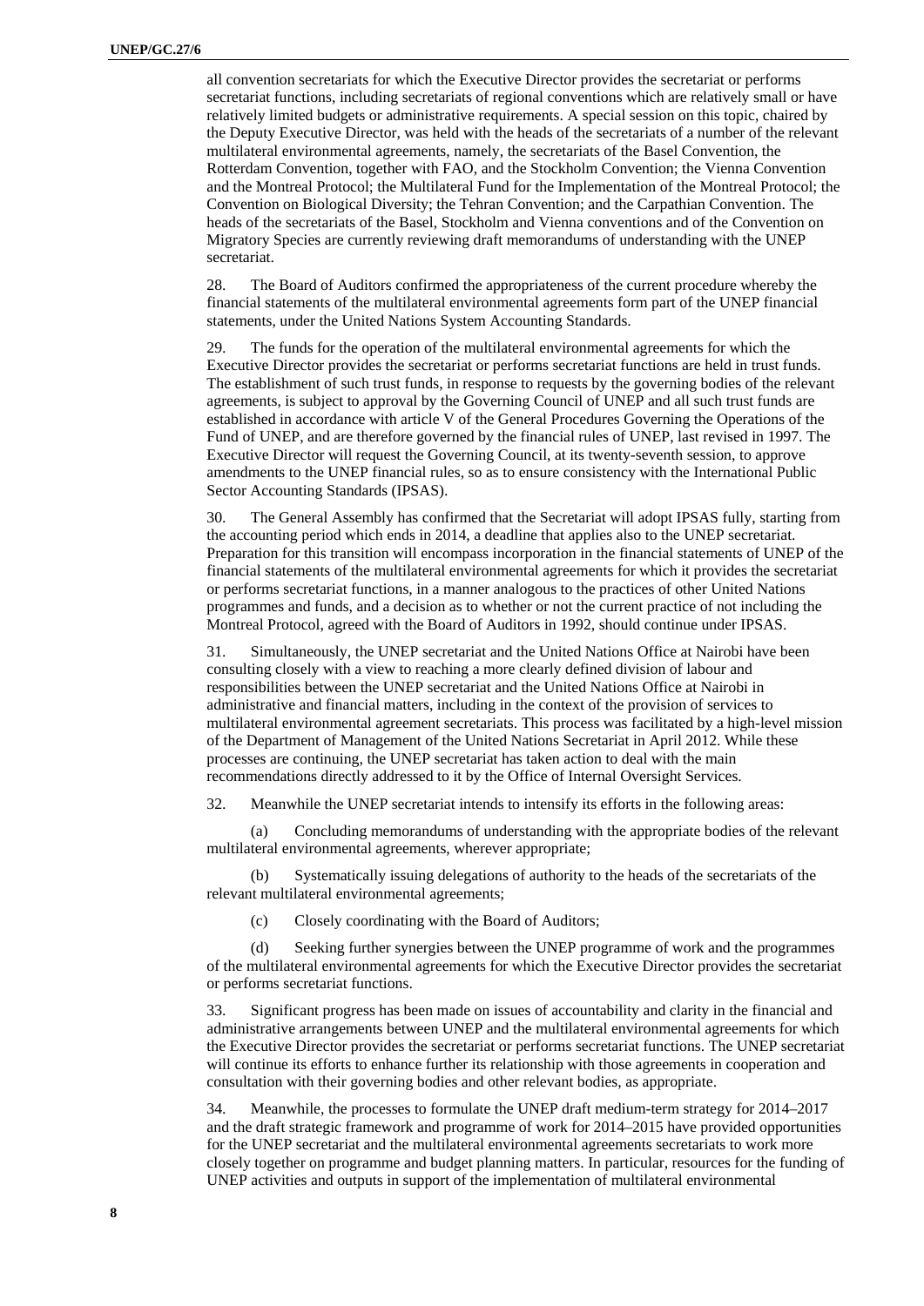all convention secretariats for which the Executive Director provides the secretariat or performs secretariat functions, including secretariats of regional conventions which are relatively small or have relatively limited budgets or administrative requirements. A special session on this topic, chaired by the Deputy Executive Director, was held with the heads of the secretariats of a number of the relevant multilateral environmental agreements, namely, the secretariats of the Basel Convention, the Rotterdam Convention, together with FAO, and the Stockholm Convention; the Vienna Convention and the Montreal Protocol; the Multilateral Fund for the Implementation of the Montreal Protocol; the Convention on Biological Diversity; the Tehran Convention; and the Carpathian Convention. The heads of the secretariats of the Basel, Stockholm and Vienna conventions and of the Convention on Migratory Species are currently reviewing draft memorandums of understanding with the UNEP secretariat.

28. The Board of Auditors confirmed the appropriateness of the current procedure whereby the financial statements of the multilateral environmental agreements form part of the UNEP financial statements, under the United Nations System Accounting Standards.

29. The funds for the operation of the multilateral environmental agreements for which the Executive Director provides the secretariat or performs secretariat functions are held in trust funds. The establishment of such trust funds, in response to requests by the governing bodies of the relevant agreements, is subject to approval by the Governing Council of UNEP and all such trust funds are established in accordance with article V of the General Procedures Governing the Operations of the Fund of UNEP, and are therefore governed by the financial rules of UNEP, last revised in 1997. The Executive Director will request the Governing Council, at its twenty-seventh session, to approve amendments to the UNEP financial rules, so as to ensure consistency with the International Public Sector Accounting Standards (IPSAS).

30. The General Assembly has confirmed that the Secretariat will adopt IPSAS fully, starting from the accounting period which ends in 2014, a deadline that applies also to the UNEP secretariat. Preparation for this transition will encompass incorporation in the financial statements of UNEP of the financial statements of the multilateral environmental agreements for which it provides the secretariat or performs secretariat functions, in a manner analogous to the practices of other United Nations programmes and funds, and a decision as to whether or not the current practice of not including the Montreal Protocol, agreed with the Board of Auditors in 1992, should continue under IPSAS.

31. Simultaneously, the UNEP secretariat and the United Nations Office at Nairobi have been consulting closely with a view to reaching a more clearly defined division of labour and responsibilities between the UNEP secretariat and the United Nations Office at Nairobi in administrative and financial matters, including in the context of the provision of services to multilateral environmental agreement secretariats. This process was facilitated by a high-level mission of the Department of Management of the United Nations Secretariat in April 2012. While these processes are continuing, the UNEP secretariat has taken action to deal with the main recommendations directly addressed to it by the Office of Internal Oversight Services.

32. Meanwhile the UNEP secretariat intends to intensify its efforts in the following areas:

(a) Concluding memorandums of understanding with the appropriate bodies of the relevant multilateral environmental agreements, wherever appropriate;

(b) Systematically issuing delegations of authority to the heads of the secretariats of the relevant multilateral environmental agreements;

(c) Closely coordinating with the Board of Auditors;

(d) Seeking further synergies between the UNEP programme of work and the programmes of the multilateral environmental agreements for which the Executive Director provides the secretariat or performs secretariat functions.

33. Significant progress has been made on issues of accountability and clarity in the financial and administrative arrangements between UNEP and the multilateral environmental agreements for which the Executive Director provides the secretariat or performs secretariat functions. The UNEP secretariat will continue its efforts to enhance further its relationship with those agreements in cooperation and consultation with their governing bodies and other relevant bodies, as appropriate.

34. Meanwhile, the processes to formulate the UNEP draft medium-term strategy for 2014–2017 and the draft strategic framework and programme of work for 2014–2015 have provided opportunities for the UNEP secretariat and the multilateral environmental agreements secretariats to work more closely together on programme and budget planning matters. In particular, resources for the funding of UNEP activities and outputs in support of the implementation of multilateral environmental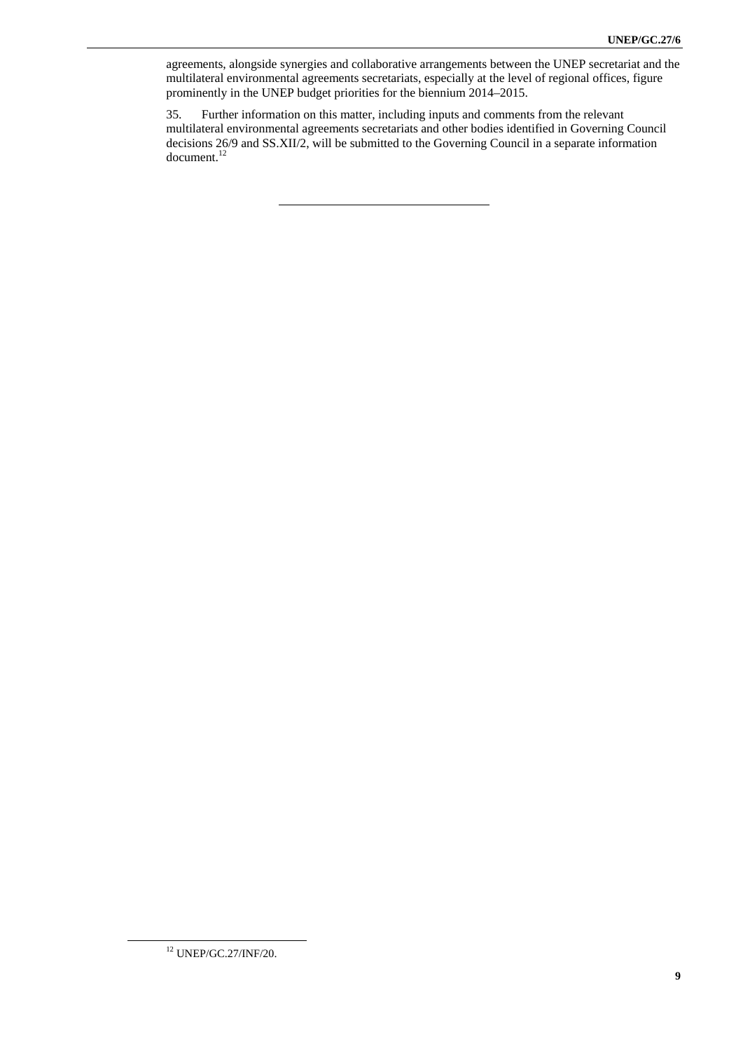agreements, alongside synergies and collaborative arrangements between the UNEP secretariat and the multilateral environmental agreements secretariats, especially at the level of regional offices, figure prominently in the UNEP budget priorities for the biennium 2014–2015.

35. Further information on this matter, including inputs and comments from the relevant multilateral environmental agreements secretariats and other bodies identified in Governing Council decisions 26/9 and SS.XII/2, will be submitted to the Governing Council in a separate information document.[12]

---

[12] UNEP/GC.27/INF/20.